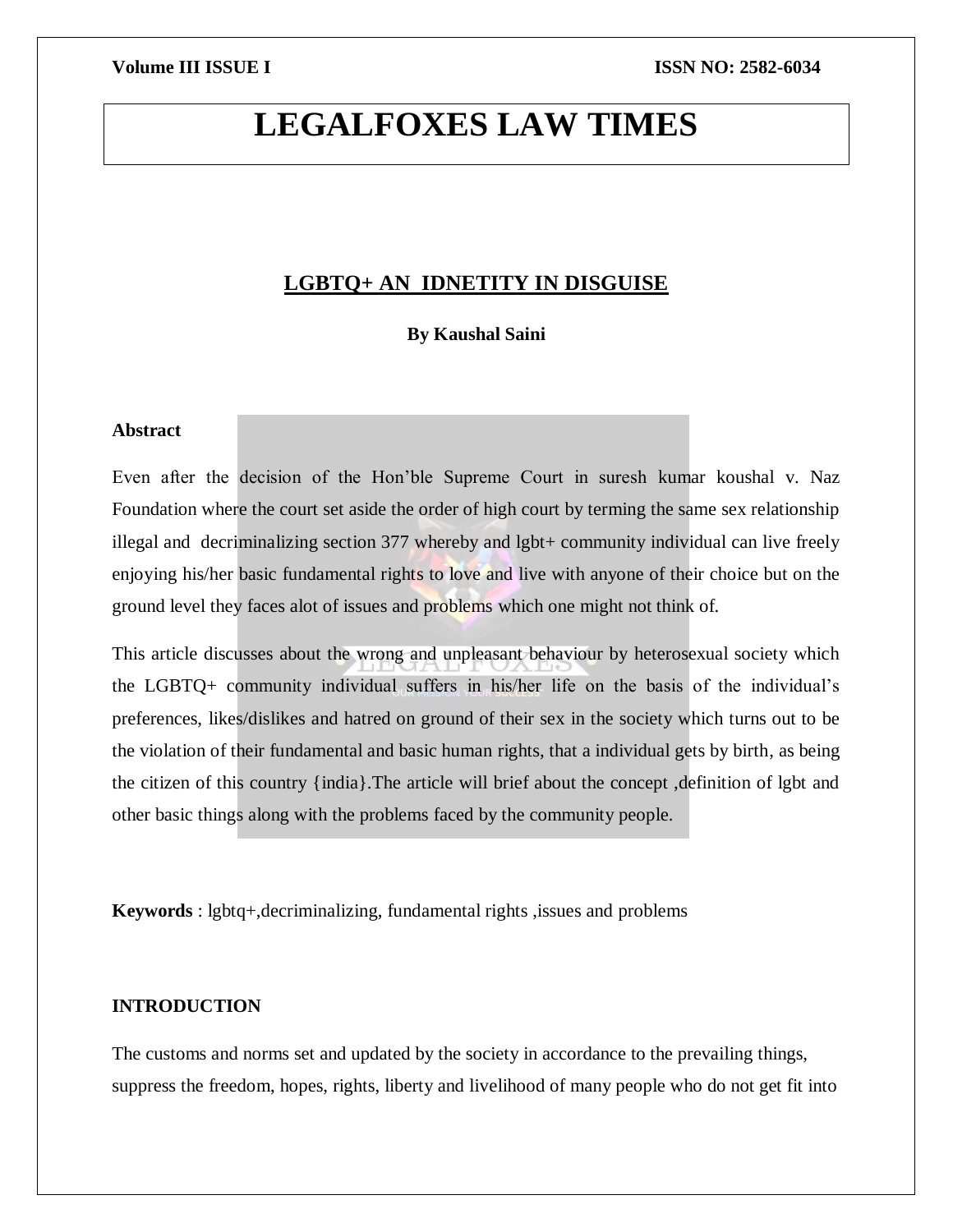# LEGALFOXES LAW TIMES

## LGBTQ+ AN IDNETITY IN DISGUISE

**By Kaushal Saini**

**Abstract**

Even after the decision of the Hon'ble Supreme Court in suresh kumar koushal v. Naz Foundation where the court set aside the order of high court by terming the same sex relationship illegal and decriminalizing section 377 whereby and lgbt+ community individual can live freely enjoying his/her basic fundamental rights to love and live with anyone of their choice but on the ground level they faces alot of issues and problems which one might not think of.

This article discusses about the wrong and unpleasant behaviour by heterosexual society which the LGBTQ+ community individual suffers in his/her life on the basis of the individual's preferences, likes/dislikes and hatred on ground of their sex in the society which turns out to be the violation of their fundamental and basic human rights, that a individual gets by birth, as being the citizen of this country {india}.The article will brief about the concept ,definition of lgbt and other basic things along with the problems faced by the community people.

**Keywords** : lgbtq+,decriminalizing, fundamental rights ,issues and problems

**INTRODUCTION**

The customs and norms set and updated by the society in accordance to the prevailing things, suppress the freedom, hopes, rights, liberty and livelihood of many people who do not get fit into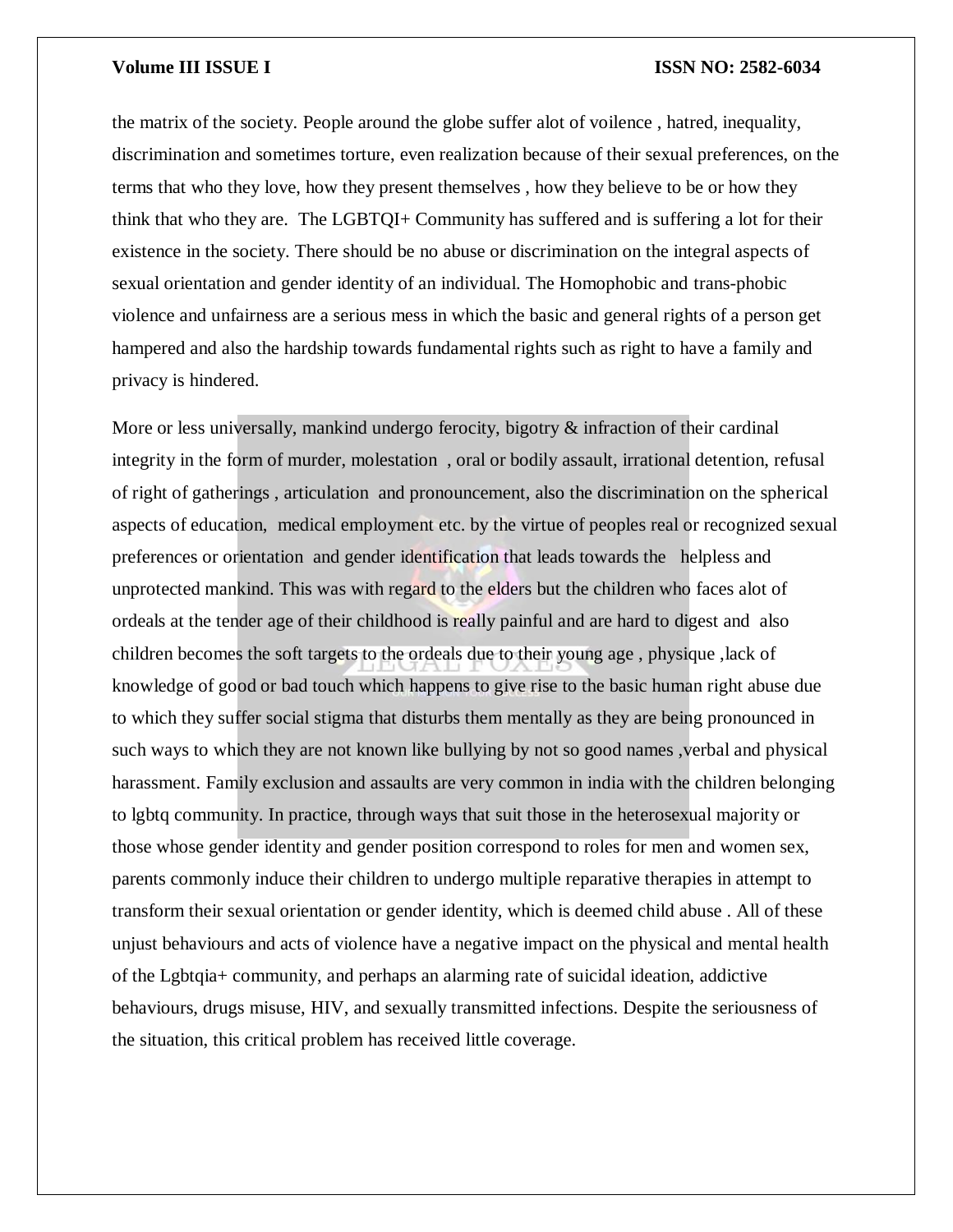the matrix of the society. People around the globe suffer alot of voilence , hatred, inequality, discrimination and sometimes torture, even realization because of their sexual preferences, on the terms that who they love, how they present themselves , how they believe to be or how they think that who they are. The LGBTQI+ Community has suffered and is suffering a lot for their existence in the society. There should be no abuse or discrimination on the integral aspects of sexual orientation and gender identity of an individual. The Homophobic and trans-phobic violence and unfairness are a serious mess in which the basic and general rights of a person get hampered and also the hardship towards fundamental rights such as right to have a family and privacy is hindered.

More or less universally, mankind undergo ferocity, bigotry & infraction of their cardinal integrity in the form of murder, molestation , oral or bodily assault, irrational detention, refusal of right of gatherings , articulation and pronouncement, also the discrimination on the spherical aspects of education, medical employment etc. by the virtue of peoples real or recognized sexual preferences or orientation and gender identification that leads towards the helpless and unprotected mankind. This was with regard to the elders but the children who faces alot of ordeals at the tender age of their childhood is really painful and are hard to digest and also children becomes the soft targets to the ordeals due to their young age , physique ,lack of knowledge of good or bad touch which happens to give rise to the basic human right abuse due to which they suffer social stigma that disturbs them mentally as they are being pronounced in such ways to which they are not known like bullying by not so good names ,verbal and physical harassment. Family exclusion and assaults are very common in india with the children belonging to lgbtq community. In practice, through ways that suit those in the heterosexual majority or those whose gender identity and gender position correspond to roles for men and women sex, parents commonly induce their children to undergo multiple reparative therapies in attempt to transform their sexual orientation or gender identity, which is deemed child abuse . All of these unjust behaviours and acts of violence have a negative impact on the physical and mental health of the Lgbtqia+ community, and perhaps an alarming rate of suicidal ideation, addictive behaviours, drugs misuse, HIV, and sexually transmitted infections. Despite the seriousness of the situation, this critical problem has received little coverage.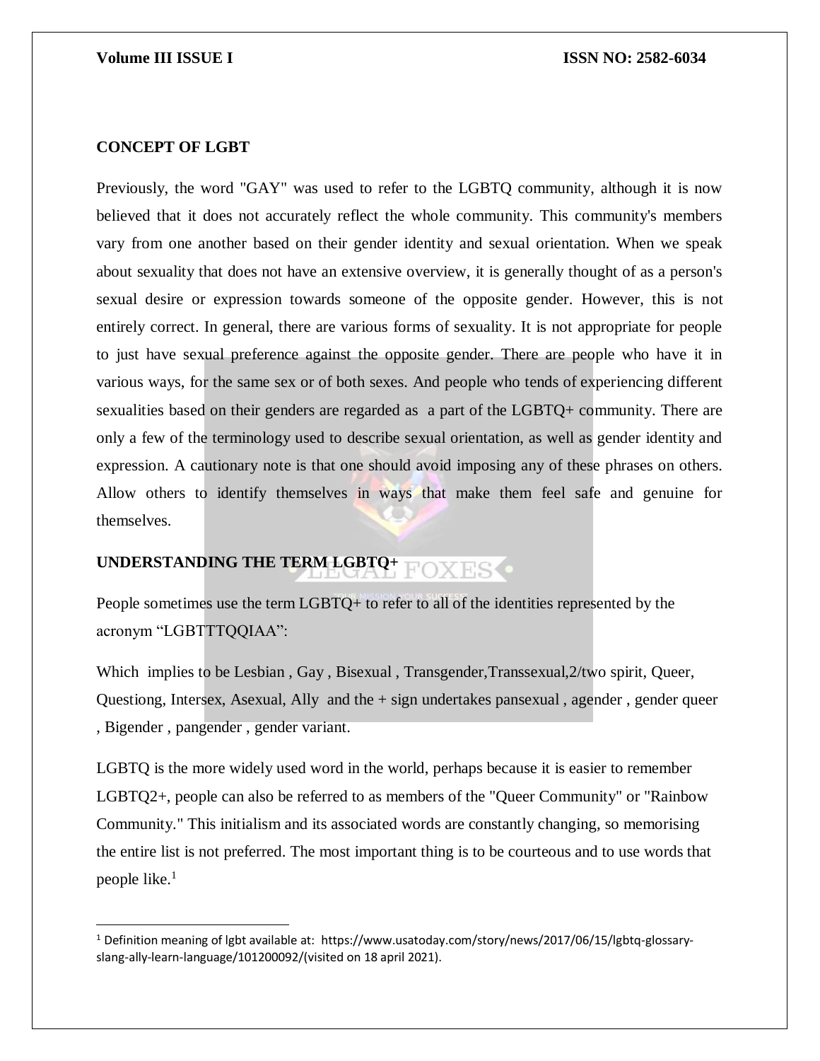## CONCEPT OF LGBT

Previously, the word "GAY" was used to refer to the LGBTQ community, although it is now believed that it does not accurately reflect the whole community. This community's members vary from one another based on their gender identity and sexual orientation. When we speak about sexuality that does not have an extensive overview, it is generally thought of as a person's sexual desire or expression towards someone of the opposite gender. However, this is not entirely correct. In general, there are various forms of sexuality. It is not appropriate for people to just have sexual preference against the opposite gender. There are people who have it in various ways, for the same sex or of both sexes. And people who tends of experiencing different sexualities based on their genders are regarded as a part of the LGBTQ+ community. There are only a few of the terminology used to describe sexual orientation, as well as gender identity and expression. A cautionary note is that one should avoid imposing any of these phrases on others. Allow others to identify themselves in ways that make them feel safe and genuine for themselves.

## UNDERSTANDING THE TERM LGBTQ+

People sometimes use the term LGBTQ+ to refer to all of the identities represented by the acronym "LGBTTTQQIAA":

Which implies to be Lesbian , Gay , Bisexual , Transgender,Transsexual,2/two spirit, Queer, Questiong, Intersex, Asexual, Ally and the + sign undertakes pansexual , agender , gender queer , Bigender , pangender , gender variant.

LGBTQ is the more widely used word in the world, perhaps because it is easier to remember LGBTQ2+, people can also be referred to as members of the "Queer Community" or "Rainbow Community." This initialism and its associated words are constantly changing, so memorising the entire list is not preferred. The most important thing is to be courteous and to use words that people like.[1]

---

[1] Definition meaning of lgbt available at: https://www.usatoday.com/story/news/2017/06/15/lgbtq-glossary-slang-ally-learn-language/101200092/(visited on 18 april 2021).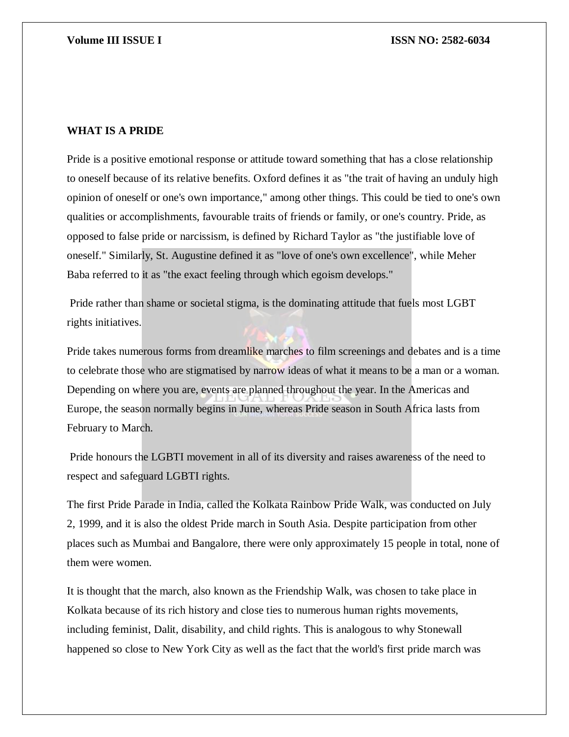## WHAT IS A PRIDE

Pride is a positive emotional response or attitude toward something that has a close relationship to oneself because of its relative benefits. Oxford defines it as "the trait of having an unduly high opinion of oneself or one's own importance," among other things. This could be tied to one's own qualities or accomplishments, favourable traits of friends or family, or one's country. Pride, as opposed to false pride or narcissism, is defined by Richard Taylor as "the justifiable love of oneself." Similarly, St. Augustine defined it as "love of one's own excellence", while Meher Baba referred to it as "the exact feeling through which egoism develops."

Pride rather than shame or societal stigma, is the dominating attitude that fuels most LGBT rights initiatives.

Pride takes numerous forms from dreamlike marches to film screenings and debates and is a time to celebrate those who are stigmatised by narrow ideas of what it means to be a man or a woman. Depending on where you are, events are planned throughout the year. In the Americas and Europe, the season normally begins in June, whereas Pride season in South Africa lasts from February to March.

Pride honours the LGBTI movement in all of its diversity and raises awareness of the need to respect and safeguard LGBTI rights.

The first Pride Parade in India, called the Kolkata Rainbow Pride Walk, was conducted on July 2, 1999, and it is also the oldest Pride march in South Asia. Despite participation from other places such as Mumbai and Bangalore, there were only approximately 15 people in total, none of them were women.

It is thought that the march, also known as the Friendship Walk, was chosen to take place in Kolkata because of its rich history and close ties to numerous human rights movements, including feminist, Dalit, disability, and child rights. This is analogous to why Stonewall happened so close to New York City as well as the fact that the world's first pride march was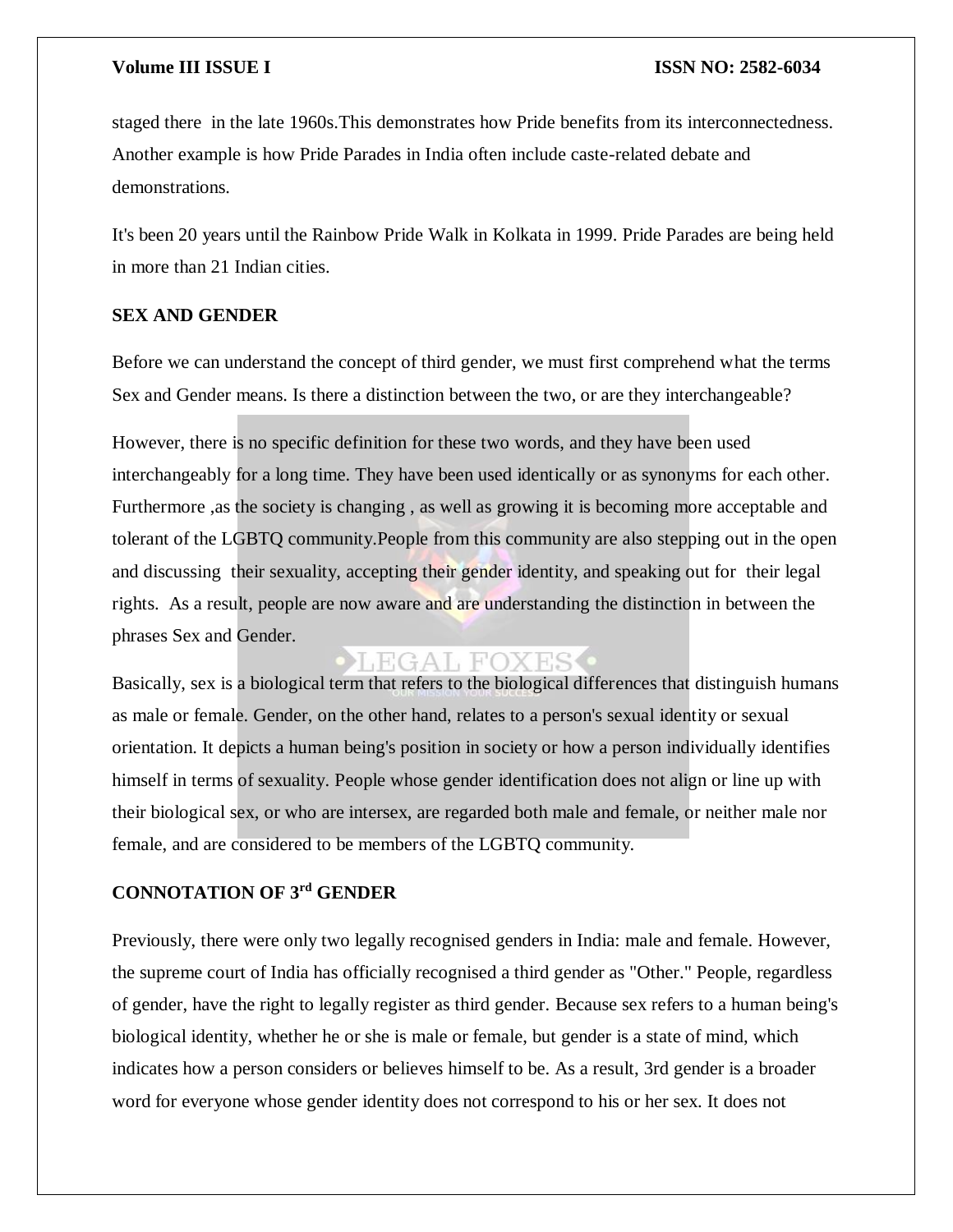staged there in the late 1960s.This demonstrates how Pride benefits from its interconnectedness. Another example is how Pride Parades in India often include caste-related debate and demonstrations.

It's been 20 years until the Rainbow Pride Walk in Kolkata in 1999. Pride Parades are being held in more than 21 Indian cities.

## SEX AND GENDER

Before we can understand the concept of third gender, we must first comprehend what the terms Sex and Gender means. Is there a distinction between the two, or are they interchangeable?

However, there is no specific definition for these two words, and they have been used interchangeably for a long time. They have been used identically or as synonyms for each other. Furthermore ,as the society is changing , as well as growing it is becoming more acceptable and tolerant of the LGBTQ community.People from this community are also stepping out in the open and discussing their sexuality, accepting their gender identity, and speaking out for their legal rights. As a result, people are now aware and are understanding the distinction in between the phrases Sex and Gender.

Basically, sex is a biological term that refers to the biological differences that distinguish humans as male or female. Gender, on the other hand, relates to a person's sexual identity or sexual orientation. It depicts a human being's position in society or how a person individually identifies himself in terms of sexuality. People whose gender identification does not align or line up with their biological sex, or who are intersex, are regarded both male and female, or neither male nor female, and are considered to be members of the LGBTQ community.

## CONNOTATION OF 3rd GENDER

Previously, there were only two legally recognised genders in India: male and female. However, the supreme court of India has officially recognised a third gender as "Other." People, regardless of gender, have the right to legally register as third gender. Because sex refers to a human being's biological identity, whether he or she is male or female, but gender is a state of mind, which indicates how a person considers or believes himself to be. As a result, 3rd gender is a broader word for everyone whose gender identity does not correspond to his or her sex. It does not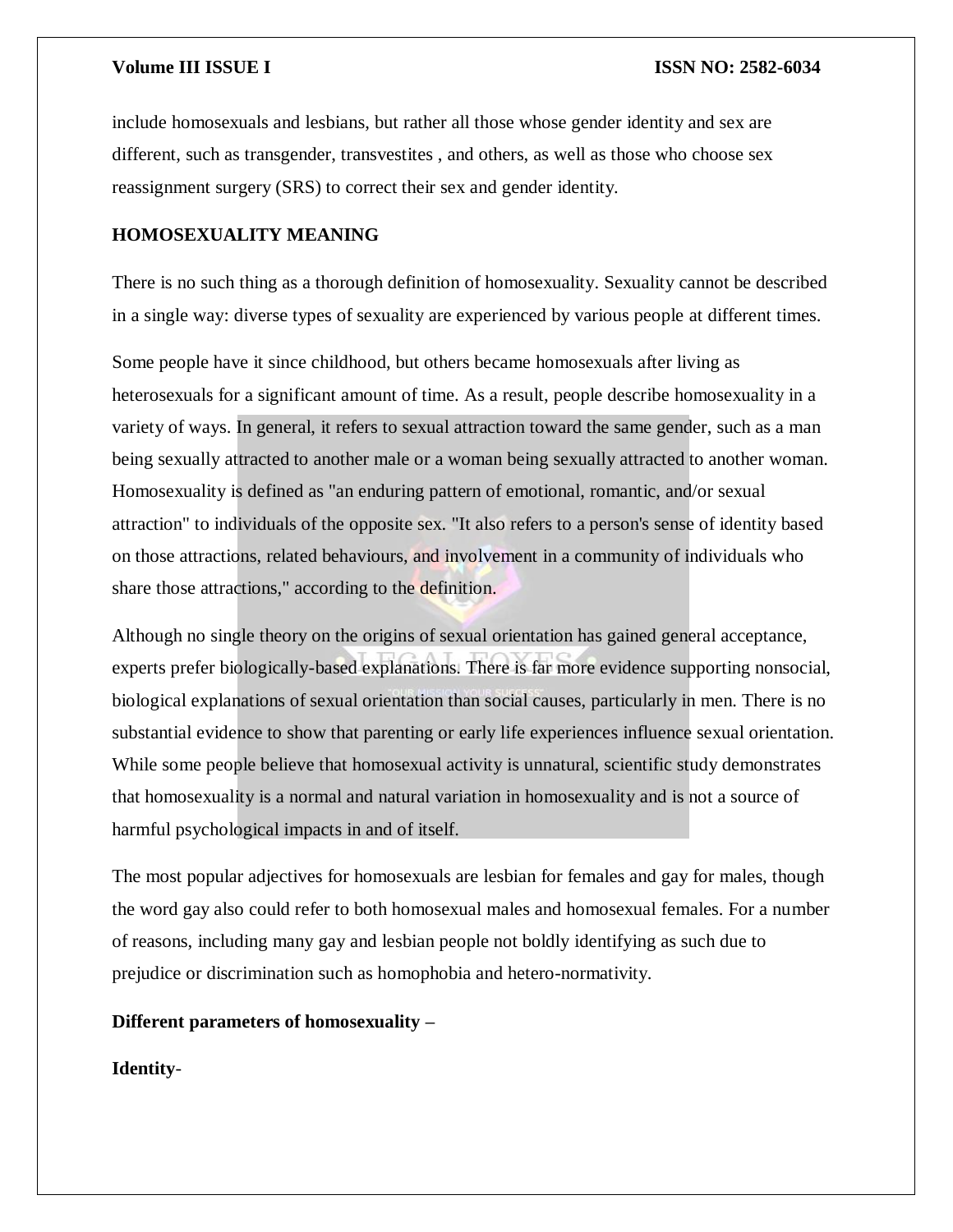include homosexuals and lesbians, but rather all those whose gender identity and sex are different, such as transgender, transvestites , and others, as well as those who choose sex reassignment surgery (SRS) to correct their sex and gender identity.

## HOMOSEXUALITY MEANING

There is no such thing as a thorough definition of homosexuality. Sexuality cannot be described in a single way: diverse types of sexuality are experienced by various people at different times.

Some people have it since childhood, but others became homosexuals after living as heterosexuals for a significant amount of time. As a result, people describe homosexuality in a variety of ways. In general, it refers to sexual attraction toward the same gender, such as a man being sexually attracted to another male or a woman being sexually attracted to another woman. Homosexuality is defined as "an enduring pattern of emotional, romantic, and/or sexual attraction" to individuals of the opposite sex. "It also refers to a person's sense of identity based on those attractions, related behaviours, and involvement in a community of individuals who share those attractions," according to the definition.

Although no single theory on the origins of sexual orientation has gained general acceptance, experts prefer biologically-based explanations. There is far more evidence supporting nonsocial, biological explanations of sexual orientation than social causes, particularly in men. There is no substantial evidence to show that parenting or early life experiences influence sexual orientation. While some people believe that homosexual activity is unnatural, scientific study demonstrates that homosexuality is a normal and natural variation in homosexuality and is not a source of harmful psychological impacts in and of itself.

The most popular adjectives for homosexuals are lesbian for females and gay for males, though the word gay also could refer to both homosexual males and homosexual females. For a number of reasons, including many gay and lesbian people not boldly identifying as such due to prejudice or discrimination such as homophobia and hetero-normativity.

**Different parameters of homosexuality –**

**Identity-**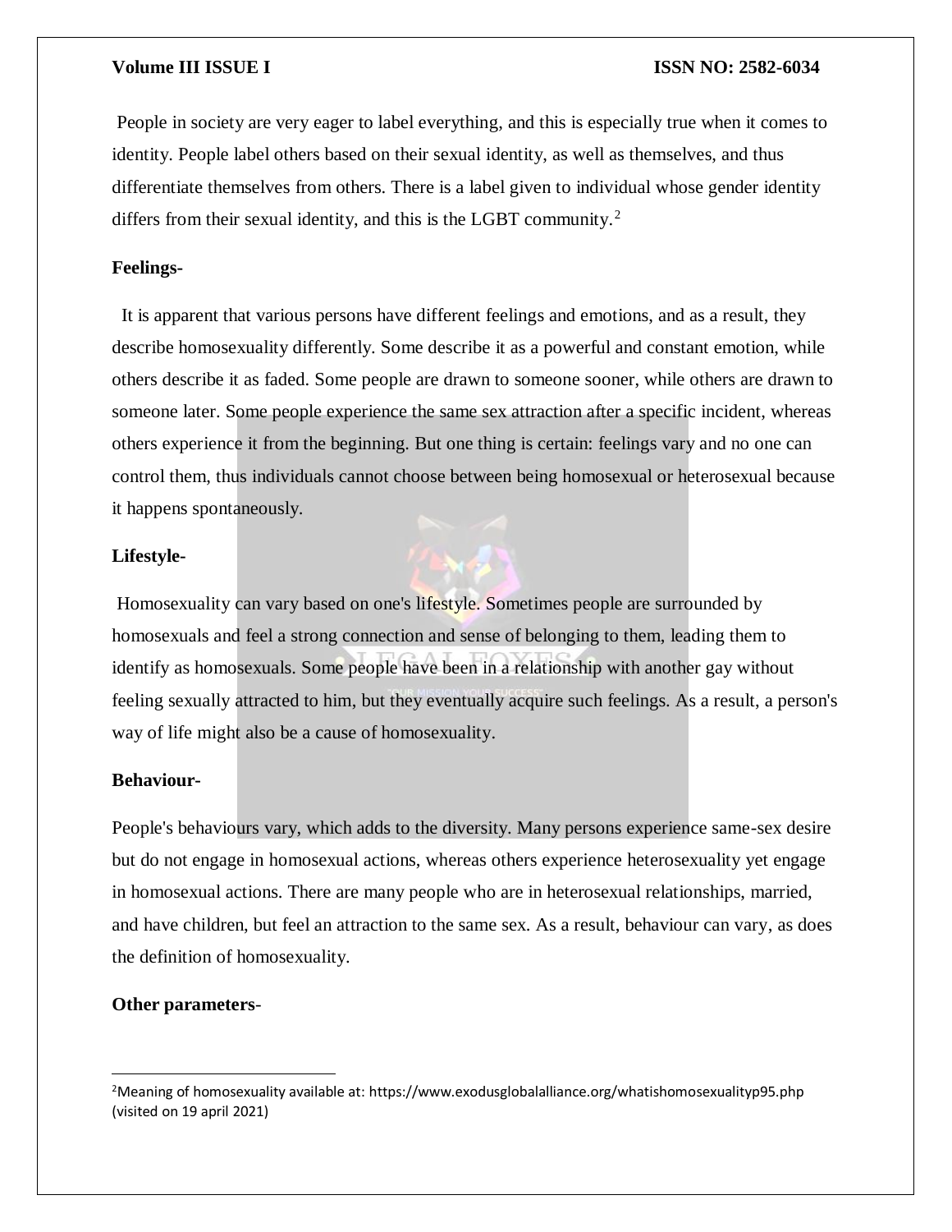People in society are very eager to label everything, and this is especially true when it comes to identity. People label others based on their sexual identity, as well as themselves, and thus differentiate themselves from others. There is a label given to individual whose gender identity differs from their sexual identity, and this is the LGBT community.[2]

**Feelings-**

It is apparent that various persons have different feelings and emotions, and as a result, they describe homosexuality differently. Some describe it as a powerful and constant emotion, while others describe it as faded. Some people are drawn to someone sooner, while others are drawn to someone later. Some people experience the same sex attraction after a specific incident, whereas others experience it from the beginning. But one thing is certain: feelings vary and no one can control them, thus individuals cannot choose between being homosexual or heterosexual because it happens spontaneously.

**Lifestyle-**

Homosexuality can vary based on one's lifestyle. Sometimes people are surrounded by homosexuals and feel a strong connection and sense of belonging to them, leading them to identify as homosexuals. Some people have been in a relationship with another gay without feeling sexually attracted to him, but they eventually acquire such feelings. As a result, a person's way of life might also be a cause of homosexuality.

**Behaviour-**

People's behaviours vary, which adds to the diversity. Many persons experience same-sex desire but do not engage in homosexual actions, whereas others experience heterosexuality yet engage in homosexual actions. There are many people who are in heterosexual relationships, married, and have children, but feel an attraction to the same sex. As a result, behaviour can vary, as does the definition of homosexuality.

**Other parameters-**

---

[2] Meaning of homosexuality available at: https://www.exodusglobalalliance.org/whatishomosexualityp95.php (visited on 19 april 2021)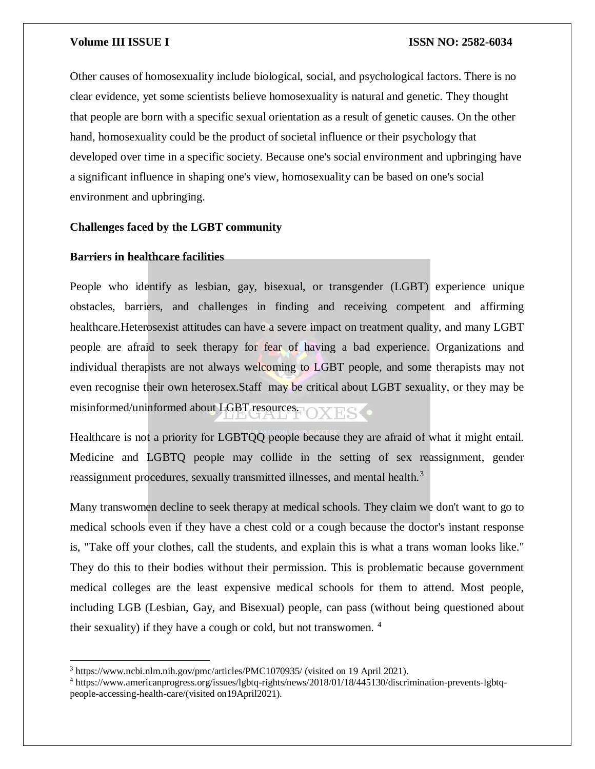Other causes of homosexuality include biological, social, and psychological factors. There is no clear evidence, yet some scientists believe homosexuality is natural and genetic. They thought that people are born with a specific sexual orientation as a result of genetic causes. On the other hand, homosexuality could be the product of societal influence or their psychology that developed over time in a specific society. Because one's social environment and upbringing have a significant influence in shaping one's view, homosexuality can be based on one's social environment and upbringing.

## Challenges faced by the LGBT community

### Barriers in healthcare facilities

People who identify as lesbian, gay, bisexual, or transgender (LGBT) experience unique obstacles, barriers, and challenges in finding and receiving competent and affirming healthcare.Heterosexist attitudes can have a severe impact on treatment quality, and many LGBT people are afraid to seek therapy for fear of having a bad experience. Organizations and individual therapists are not always welcoming to LGBT people, and some therapists may not even recognise their own heterosex.Staff may be critical about LGBT sexuality, or they may be misinformed/uninformed about LGBT resources.

Healthcare is not a priority for LGBTQQ people because they are afraid of what it might entail. Medicine and LGBTQ people may collide in the setting of sex reassignment, gender reassignment procedures, sexually transmitted illnesses, and mental health.[3]

Many transwomen decline to seek therapy at medical schools. They claim we don't want to go to medical schools even if they have a chest cold or a cough because the doctor's instant response is, "Take off your clothes, call the students, and explain this is what a trans woman looks like." They do this to their bodies without their permission. This is problematic because government medical colleges are the least expensive medical schools for them to attend. Most people, including LGB (Lesbian, Gay, and Bisexual) people, can pass (without being questioned about their sexuality) if they have a cough or cold, but not transwomen. [4]

---

[3] https://www.ncbi.nlm.nih.gov/pmc/articles/PMC1070935/ (visited on 19 April 2021).

[4] https://www.americanprogress.org/issues/lgbtq-rights/news/2018/01/18/445130/discrimination-prevents-lgbtq-people-accessing-health-care/(visited on19April2021).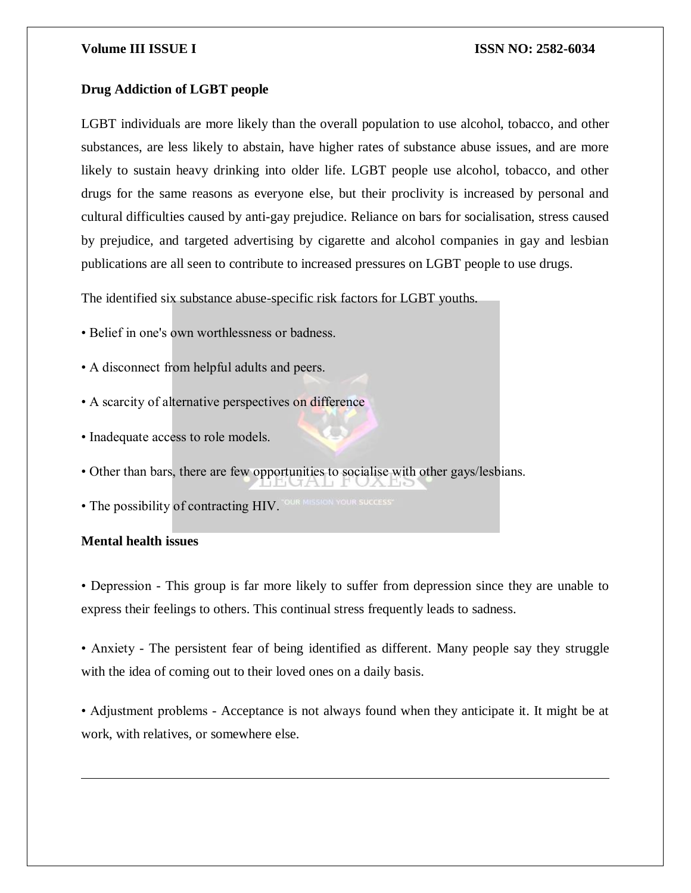**Drug Addiction of LGBT people**

LGBT individuals are more likely than the overall population to use alcohol, tobacco, and other substances, are less likely to abstain, have higher rates of substance abuse issues, and are more likely to sustain heavy drinking into older life. LGBT people use alcohol, tobacco, and other drugs for the same reasons as everyone else, but their proclivity is increased by personal and cultural difficulties caused by anti-gay prejudice. Reliance on bars for socialisation, stress caused by prejudice, and targeted advertising by cigarette and alcohol companies in gay and lesbian publications are all seen to contribute to increased pressures on LGBT people to use drugs.

The identified six substance abuse-specific risk factors for LGBT youths.

- Belief in one's own worthlessness or badness.
- A disconnect from helpful adults and peers.
- A scarcity of alternative perspectives on difference
- Inadequate access to role models.
- Other than bars, there are few opportunities to socialise with other gays/lesbians.
- The possibility of contracting HIV.

**Mental health issues**

- Depression - This group is far more likely to suffer from depression since they are unable to express their feelings to others. This continual stress frequently leads to sadness.

- Anxiety - The persistent fear of being identified as different. Many people say they struggle with the idea of coming out to their loved ones on a daily basis.

- Adjustment problems - Acceptance is not always found when they anticipate it. It might be at work, with relatives, or somewhere else.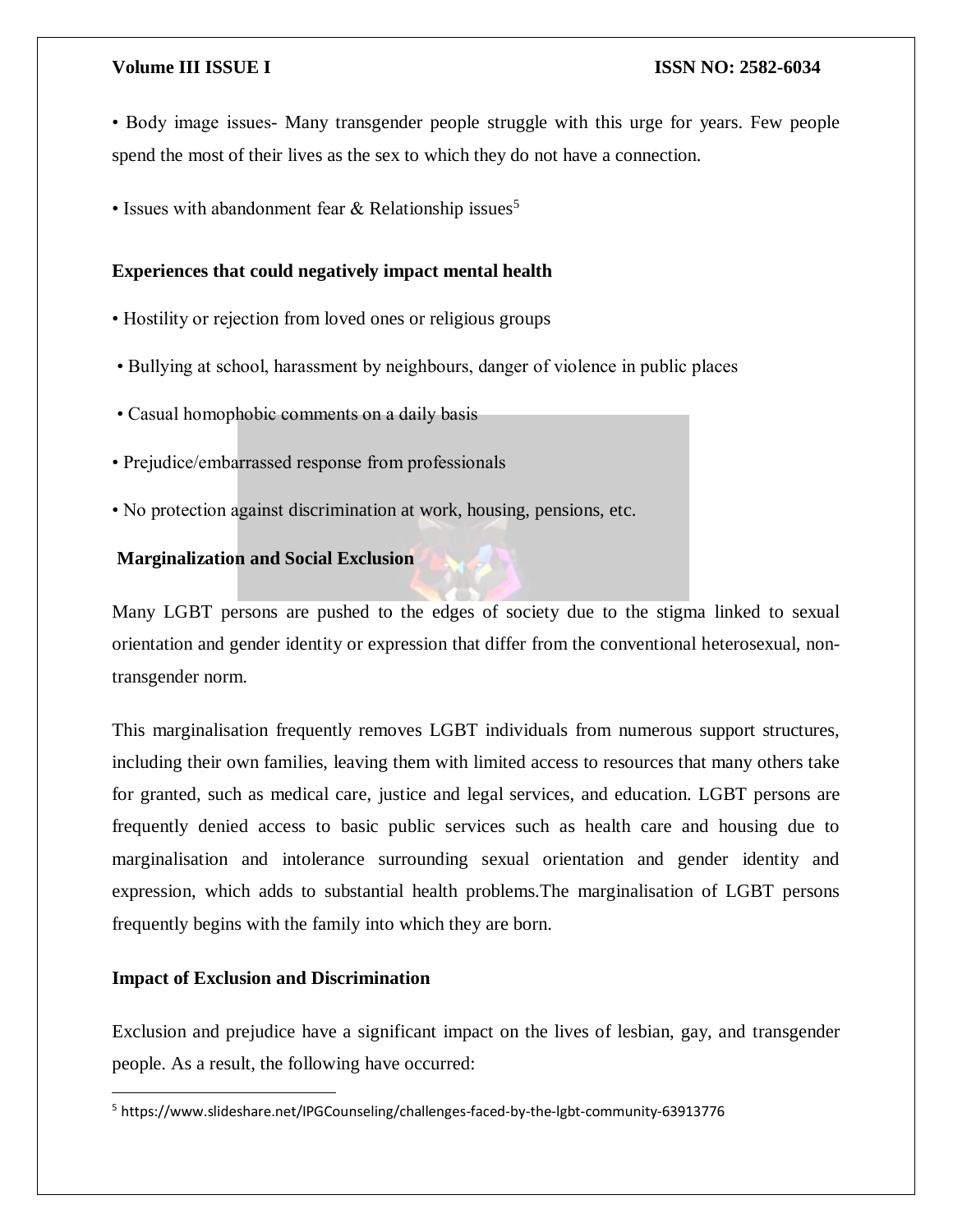• Body image issues- Many transgender people struggle with this urge for years. Few people spend the most of their lives as the sex to which they do not have a connection.

• Issues with abandonment fear & Relationship issues[5]

**Experiences that could negatively impact mental health**

• Hostility or rejection from loved ones or religious groups

• Bullying at school, harassment by neighbours, danger of violence in public places

• Casual homophobic comments on a daily basis

• Prejudice/embarrassed response from professionals

• No protection against discrimination at work, housing, pensions, etc.

**Marginalization and Social Exclusion**

Many LGBT persons are pushed to the edges of society due to the stigma linked to sexual orientation and gender identity or expression that differ from the conventional heterosexual, non-transgender norm.

This marginalisation frequently removes LGBT individuals from numerous support structures, including their own families, leaving them with limited access to resources that many others take for granted, such as medical care, justice and legal services, and education. LGBT persons are frequently denied access to basic public services such as health care and housing due to marginalisation and intolerance surrounding sexual orientation and gender identity and expression, which adds to substantial health problems.The marginalisation of LGBT persons frequently begins with the family into which they are born.

**Impact of Exclusion and Discrimination**

Exclusion and prejudice have a significant impact on the lives of lesbian, gay, and transgender people. As a result, the following have occurred:

---

[5] https://www.slideshare.net/IPGCounseling/challenges-faced-by-the-lgbt-community-63913776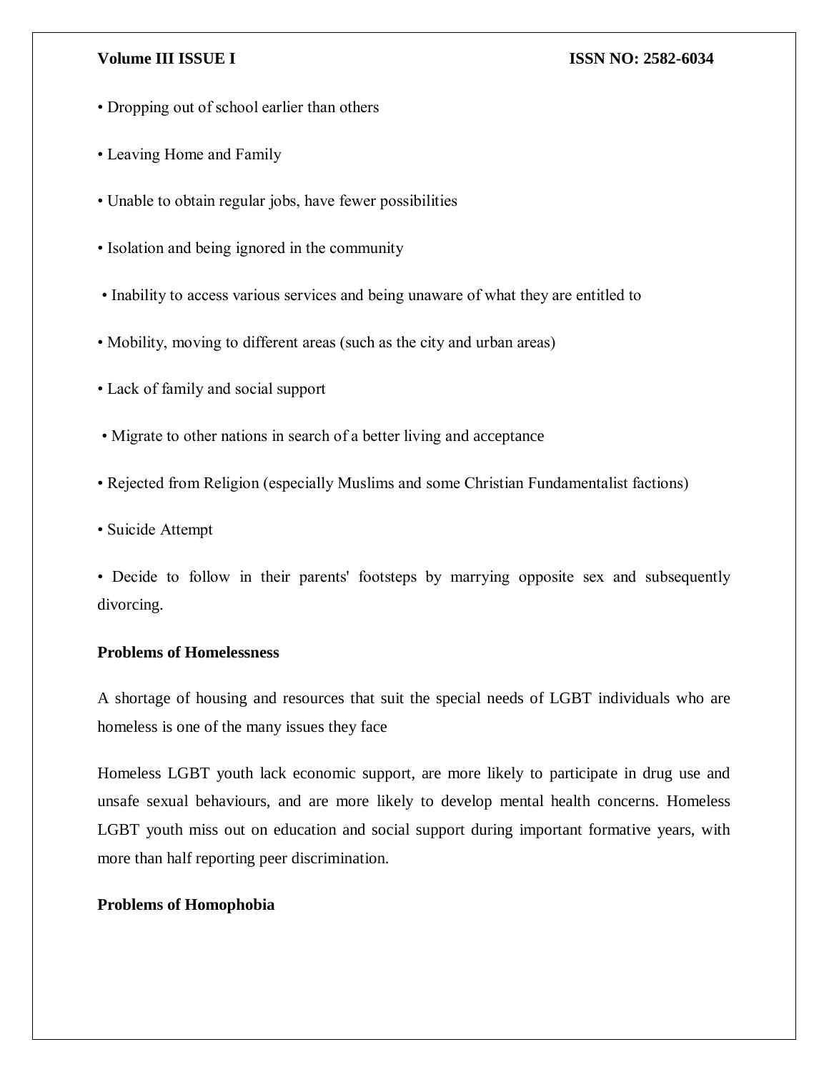- Dropping out of school earlier than others
- Leaving Home and Family
- Unable to obtain regular jobs, have fewer possibilities
- Isolation and being ignored in the community
- Inability to access various services and being unaware of what they are entitled to
- Mobility, moving to different areas (such as the city and urban areas)
- Lack of family and social support
- Migrate to other nations in search of a better living and acceptance
- Rejected from Religion (especially Muslims and some Christian Fundamentalist factions)
- Suicide Attempt
- Decide to follow in their parents' footsteps by marrying opposite sex and subsequently divorcing.

**Problems of Homelessness**

A shortage of housing and resources that suit the special needs of LGBT individuals who are homeless is one of the many issues they face

Homeless LGBT youth lack economic support, are more likely to participate in drug use and unsafe sexual behaviours, and are more likely to develop mental health concerns. Homeless LGBT youth miss out on education and social support during important formative years, with more than half reporting peer discrimination.

**Problems of Homophobia**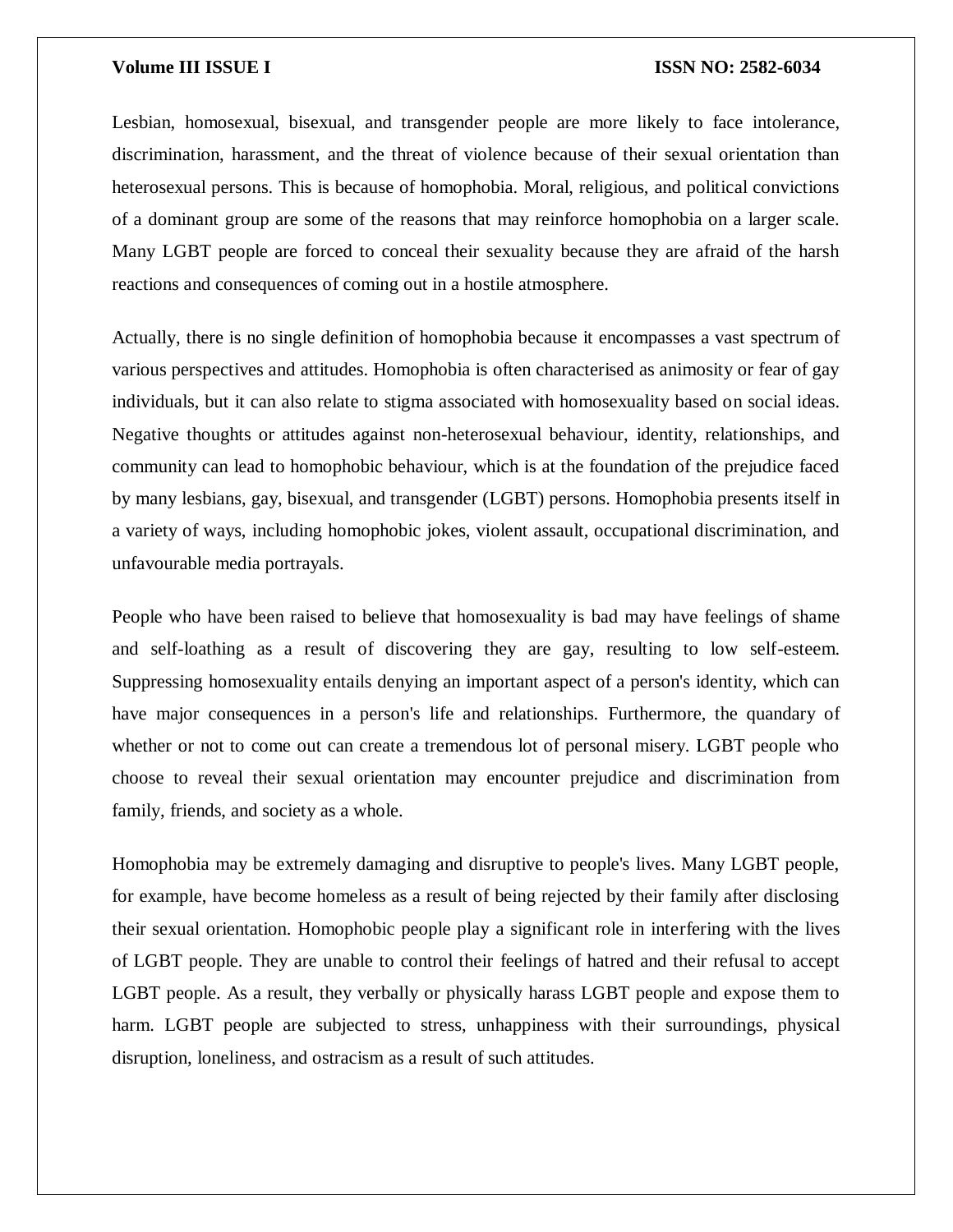Lesbian, homosexual, bisexual, and transgender people are more likely to face intolerance, discrimination, harassment, and the threat of violence because of their sexual orientation than heterosexual persons. This is because of homophobia. Moral, religious, and political convictions of a dominant group are some of the reasons that may reinforce homophobia on a larger scale. Many LGBT people are forced to conceal their sexuality because they are afraid of the harsh reactions and consequences of coming out in a hostile atmosphere.

Actually, there is no single definition of homophobia because it encompasses a vast spectrum of various perspectives and attitudes. Homophobia is often characterised as animosity or fear of gay individuals, but it can also relate to stigma associated with homosexuality based on social ideas. Negative thoughts or attitudes against non-heterosexual behaviour, identity, relationships, and community can lead to homophobic behaviour, which is at the foundation of the prejudice faced by many lesbians, gay, bisexual, and transgender (LGBT) persons. Homophobia presents itself in a variety of ways, including homophobic jokes, violent assault, occupational discrimination, and unfavourable media portrayals.

People who have been raised to believe that homosexuality is bad may have feelings of shame and self-loathing as a result of discovering they are gay, resulting to low self-esteem. Suppressing homosexuality entails denying an important aspect of a person's identity, which can have major consequences in a person's life and relationships. Furthermore, the quandary of whether or not to come out can create a tremendous lot of personal misery. LGBT people who choose to reveal their sexual orientation may encounter prejudice and discrimination from family, friends, and society as a whole.

Homophobia may be extremely damaging and disruptive to people's lives. Many LGBT people, for example, have become homeless as a result of being rejected by their family after disclosing their sexual orientation. Homophobic people play a significant role in interfering with the lives of LGBT people. They are unable to control their feelings of hatred and their refusal to accept LGBT people. As a result, they verbally or physically harass LGBT people and expose them to harm. LGBT people are subjected to stress, unhappiness with their surroundings, physical disruption, loneliness, and ostracism as a result of such attitudes.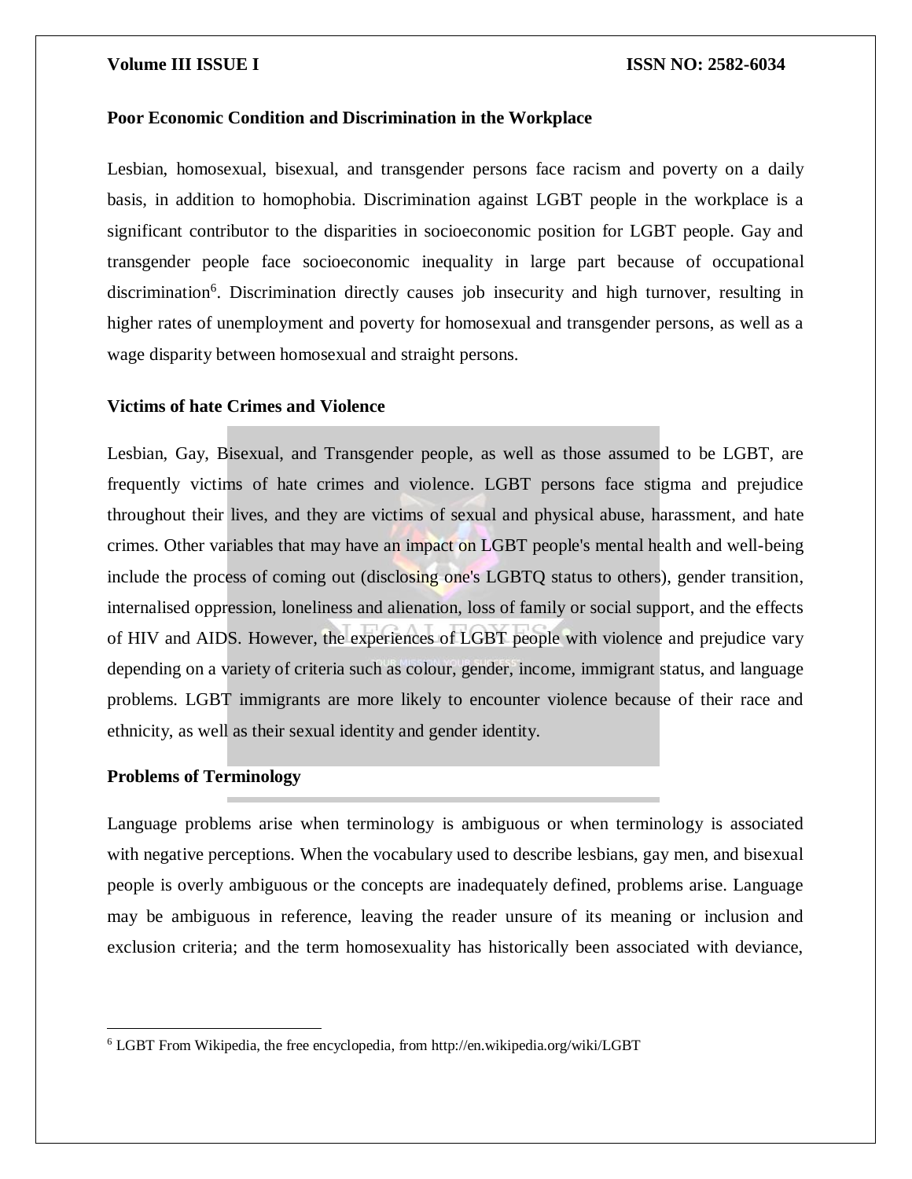**Poor Economic Condition and Discrimination in the Workplace**

Lesbian, homosexual, bisexual, and transgender persons face racism and poverty on a daily basis, in addition to homophobia. Discrimination against LGBT people in the workplace is a significant contributor to the disparities in socioeconomic position for LGBT people. Gay and transgender people face socioeconomic inequality in large part because of occupational discrimination[6]. Discrimination directly causes job insecurity and high turnover, resulting in higher rates of unemployment and poverty for homosexual and transgender persons, as well as a wage disparity between homosexual and straight persons.

**Victims of hate Crimes and Violence**

Lesbian, Gay, Bisexual, and Transgender people, as well as those assumed to be LGBT, are frequently victims of hate crimes and violence. LGBT persons face stigma and prejudice throughout their lives, and they are victims of sexual and physical abuse, harassment, and hate crimes. Other variables that may have an impact on LGBT people's mental health and well-being include the process of coming out (disclosing one's LGBTQ status to others), gender transition, internalised oppression, loneliness and alienation, loss of family or social support, and the effects of HIV and AIDS. However, the experiences of LGBT people with violence and prejudice vary depending on a variety of criteria such as colour, gender, income, immigrant status, and language problems. LGBT immigrants are more likely to encounter violence because of their race and ethnicity, as well as their sexual identity and gender identity.

**Problems of Terminology**

Language problems arise when terminology is ambiguous or when terminology is associated with negative perceptions. When the vocabulary used to describe lesbians, gay men, and bisexual people is overly ambiguous or the concepts are inadequately defined, problems arise. Language may be ambiguous in reference, leaving the reader unsure of its meaning or inclusion and exclusion criteria; and the term homosexuality has historically been associated with deviance,

---

[6] LGBT From Wikipedia, the free encyclopedia, from http://en.wikipedia.org/wiki/LGBT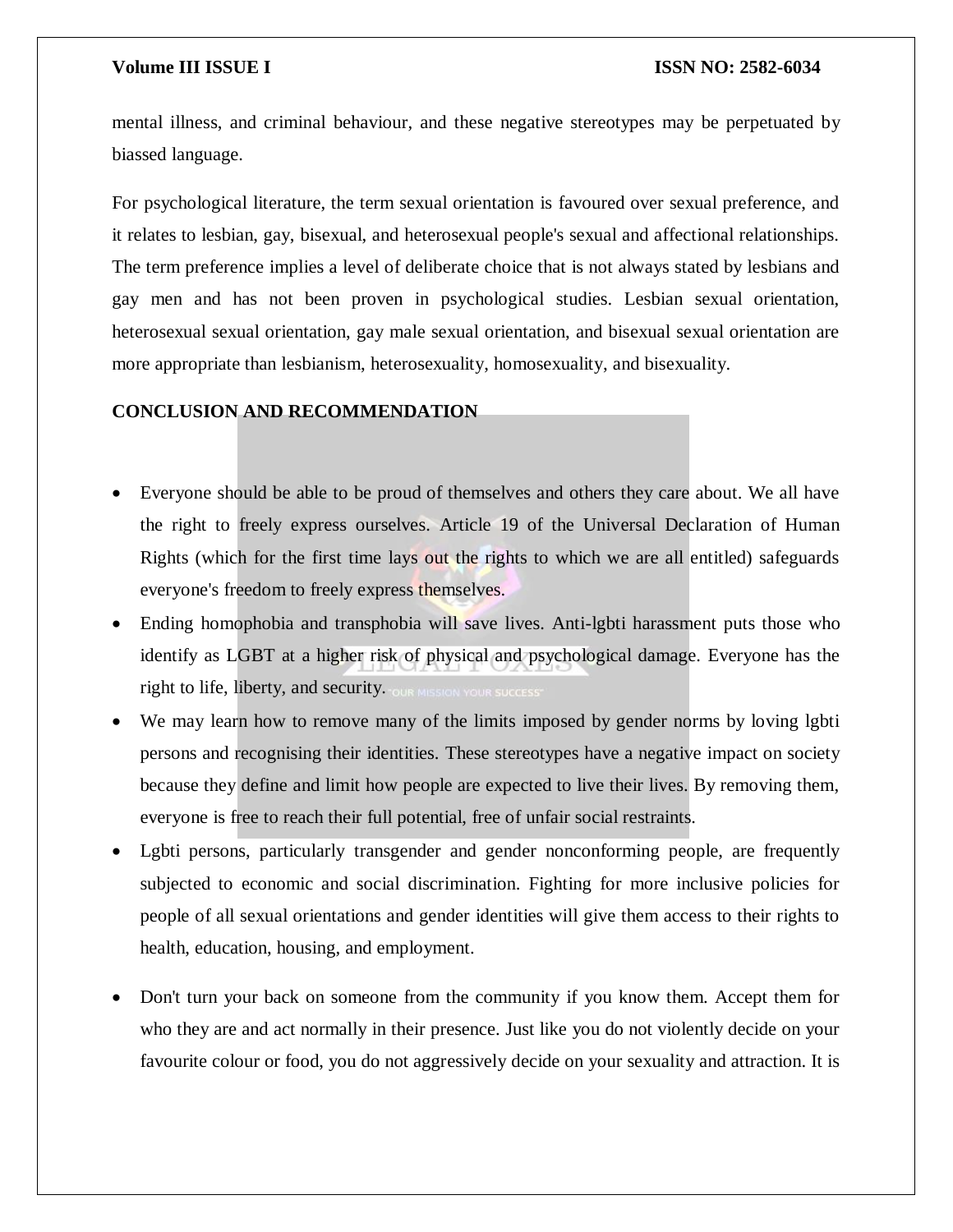mental illness, and criminal behaviour, and these negative stereotypes may be perpetuated by biassed language.

For psychological literature, the term sexual orientation is favoured over sexual preference, and it relates to lesbian, gay, bisexual, and heterosexual people's sexual and affectional relationships. The term preference implies a level of deliberate choice that is not always stated by lesbians and gay men and has not been proven in psychological studies. Lesbian sexual orientation, heterosexual sexual orientation, gay male sexual orientation, and bisexual sexual orientation are more appropriate than lesbianism, heterosexuality, homosexuality, and bisexuality.

## CONCLUSION AND RECOMMENDATION

- Everyone should be able to be proud of themselves and others they care about. We all have the right to freely express ourselves. Article 19 of the Universal Declaration of Human Rights (which for the first time lays out the rights to which we are all entitled) safeguards everyone's freedom to freely express themselves.
- Ending homophobia and transphobia will save lives. Anti-lgbti harassment puts those who identify as LGBT at a higher risk of physical and psychological damage. Everyone has the right to life, liberty, and security.
- We may learn how to remove many of the limits imposed by gender norms by loving lgbti persons and recognising their identities. These stereotypes have a negative impact on society because they define and limit how people are expected to live their lives. By removing them, everyone is free to reach their full potential, free of unfair social restraints.
- Lgbti persons, particularly transgender and gender nonconforming people, are frequently subjected to economic and social discrimination. Fighting for more inclusive policies for people of all sexual orientations and gender identities will give them access to their rights to health, education, housing, and employment.
- Don't turn your back on someone from the community if you know them. Accept them for who they are and act normally in their presence. Just like you do not violently decide on your favourite colour or food, you do not aggressively decide on your sexuality and attraction. It is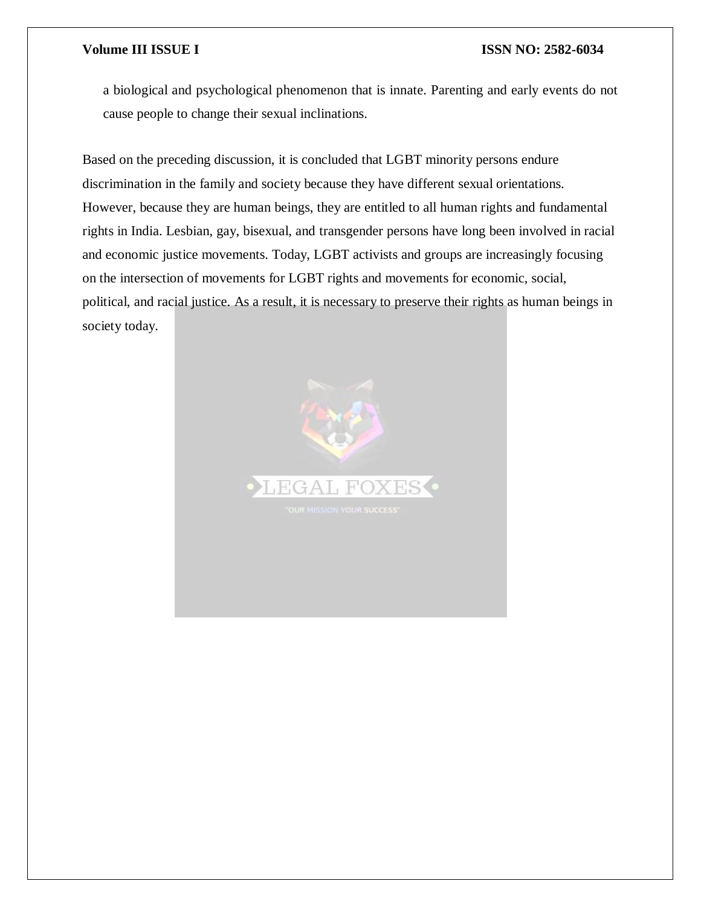a biological and psychological phenomenon that is innate. Parenting and early events do not cause people to change their sexual inclinations.

Based on the preceding discussion, it is concluded that LGBT minority persons endure discrimination in the family and society because they have different sexual orientations. However, because they are human beings, they are entitled to all human rights and fundamental rights in India. Lesbian, gay, bisexual, and transgender persons have long been involved in racial and economic justice movements. Today, LGBT activists and groups are increasingly focusing on the intersection of movements for LGBT rights and movements for economic, social, political, and racial justice. As a result, it is necessary to preserve their rights as human beings in society today.